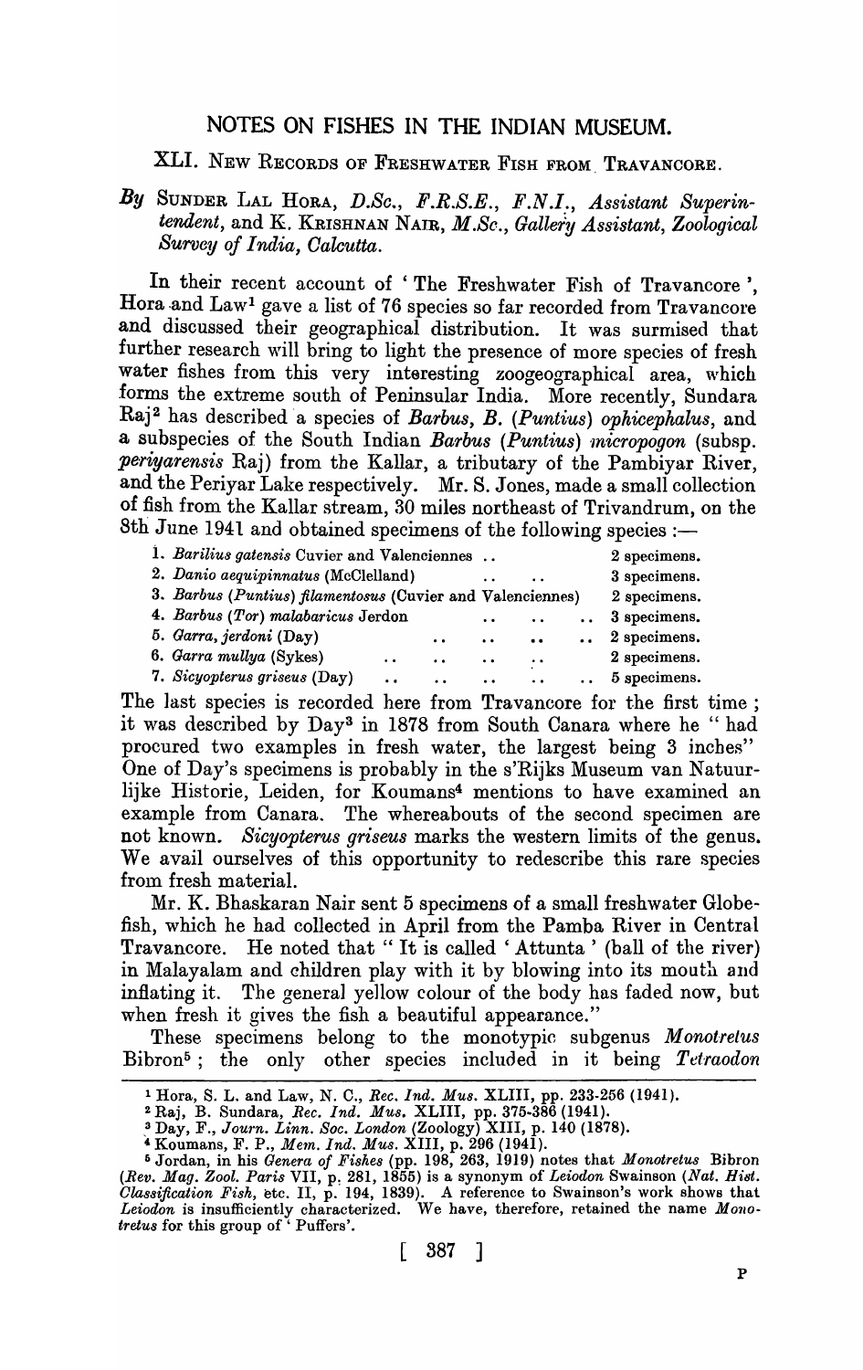# NOTES ON FISHES IN THE INDIAN MUSEUM.

## XLI. New Records of Freshwater Fish from Travancore.

*By* Sunder Lal Hora, *D.Sc., F.R.S.E., F.N.I., Assistant Superintendent*, and K. Krishnan Nair, *M.Sc., Gallery Assistant, Zoological Survey of India, Calcutta.*

In their recent account of 'The Freshwater Fish of Travancore', Hora and Law[1] gave a list of 76 species so far recorded from Travancore and discussed their geographical distribution. It was surmised that further research will bring to light the presence of more species of fresh water fishes from this very interesting zoogeographical area, which forms the extreme south of Peninsular India. More recently, Sundara Raj[2] has described a species of *Barbus*, *B.* (*Puntius*) *ophicephalus*, and a subspecies of the South Indian *Barbus* (*Puntius*) *micropogon* (subsp. *periyarensis* Raj) from the Kallar, a tributary of the Pambiyar River, and the Periyar Lake respectively. Mr. S. Jones, made a small collection of fish from the Kallar stream, 30 miles northeast of Trivandrum, on the 8th June 1941 and obtained specimens of the following species :—

| | |
|---|---|
| 1. *Barilius gatensis* Cuvier and Valenciennes .. | 2 specimens. |
| 2. *Danio aequipinnatus* (McClelland) | 3 specimens. |
| 3. *Barbus (Puntius) filamentosus* (Cuvier and Valenciennes) | 2 specimens. |
| 4. *Barbus (Tor) malabaricus* Jerdon | 3 specimens. |
| 5. *Garra, jerdoni* (Day) | 2 specimens. |
| 6. *Garra mullya* (Sykes) | 2 specimens. |
| 7. *Sicyopterus griseus* (Day) | 5 specimens. |

The last species is recorded here from Travancore for the first time; it was described by Day[3] in 1878 from South Canara where he "had procured two examples in fresh water, the largest being 3 inches" One of Day's specimens is probably in the s'Rijks Museum van Natuurlijke Historie, Leiden, for Koumans[4] mentions to have examined an example from Canara. The whereabouts of the second specimen are not known. *Sicyopterus griseus* marks the western limits of the genus. We avail ourselves of this opportunity to redescribe this rare species from fresh material.

Mr. K. Bhaskaran Nair sent 5 specimens of a small freshwater Globefish, which he had collected in April from the Pamba River in Central Travancore. He noted that "It is called 'Attunta' (ball of the river) in Malayalam and children play with it by blowing into its mouth and inflating it. The general yellow colour of the body has faded now, but when fresh it gives the fish a beautiful appearance."

These specimens belong to the monotypic subgenus *Monotretus* Bibron[5]; the only other species included in it being *Tetraodon*

---

[1] Hora, S. L. and Law, N. C., *Rec. Ind. Mus.* XLIII, pp. 233-256 (1941).

[2] Raj, B. Sundara, *Rec. Ind. Mus.* XLIII, pp. 375-386 (1941).

[3] Day, F., *Journ. Linn. Soc. London* (Zoology) XIII, p. 140 (1878).

[4] Koumans, F. P., *Mem. Ind. Mus.* XIII, p. 296 (1941).

[5] Jordan, in his *Genera of Fishes* (pp. 198, 263, 1919) notes that *Monotretus* Bibron (*Rev. Mag. Zool. Paris* VII, p. 281, 1855) is a synonym of *Leiodon* Swainson (*Nat. Hist. Classification Fish*, etc. II, p. 194, 1839). A reference to Swainson's work shows that *Leiodon* is insufficiently characterized. We have, therefore, retained the name *Monotretus* for this group of 'Puffers'.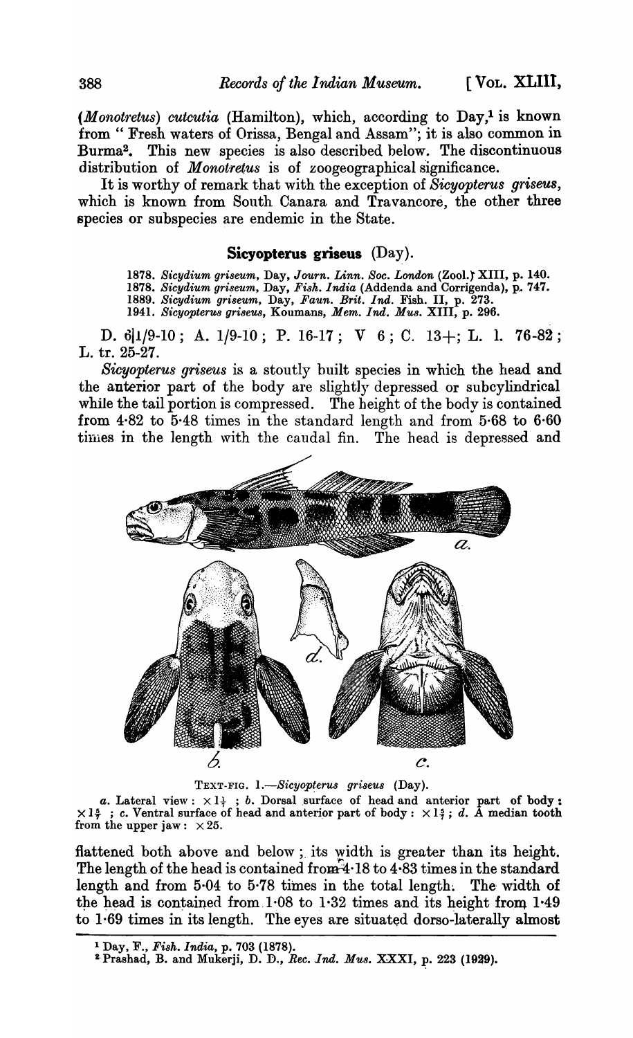(*Monotretus*) *cutcutia* (Hamilton), which, according to Day,[1] is known from "Fresh waters of Orissa, Bengal and Assam"; it is also common in Burma[2]. This new species is also described below. The discontinuous distribution of *Monotretus* is of zoogeographical significance.

It is worthy of remark that with the exception of *Sicyopterus griseus*, which is known from South Canara and Travancore, the other three species or subspecies are endemic in the State.

## Sicyopterus griseus (Day).

1878. *Sicydium griseum*, Day, *Journ. Linn. Soc. London* (Zool.) XIII, p. 140.
1878. *Sicydium griseum*, Day, *Fish. India* (Addenda and Corrigenda), p. 747.
1889. *Sicydium griseum*, Day, *Faun. Brit. Ind.* Fish. II, p. 273.
1941. *Sicyopterus griseus*, Koumans, *Mem. Ind. Mus.* XIII, p. 296.

D. 6|1/9-10; A. 1/9-10; P. 16-17; V 6; C. 13+; L. 1. 76-82; L. tr. 25-27.

*Sicyopterus griseus* is a stoutly built species in which the head and the anterior part of the body are slightly depressed or subcylindrical while the tail portion is compressed. The height of the body is contained from 4·82 to 5·48 times in the standard length and from 5·68 to 6·60 times in the length with the caudal fin. The head is depressed and

TEXT-FIG. 1.—*Sicyopterus griseus* (Day).

*a.* Lateral view : $\times 1\frac{1}{4}$ ; *b.* Dorsal surface of head and anterior part of body : $\times 1\frac{5}{7}$ ; *c.* Ventral surface of head and anterior part of body : $\times 1\frac{5}{7}$ ; *d.* A median tooth from the upper jaw : $\times 25$.

flattened both above and below ; its width is greater than its height. The length of the head is contained from 4·18 to 4·83 times in the standard length and from 5·04 to 5·78 times in the total length. The width of the head is contained from 1·08 to 1·32 times and its height from 1·49 to 1·69 times in its length. The eyes are situated dorso-laterally almost

[1] Day, F., *Fish. India*, p. 703 (1878).

[2] Prashad, B. and Mukerji, D. D., *Rec. Ind. Mus.* XXXI, p. 223 (1929).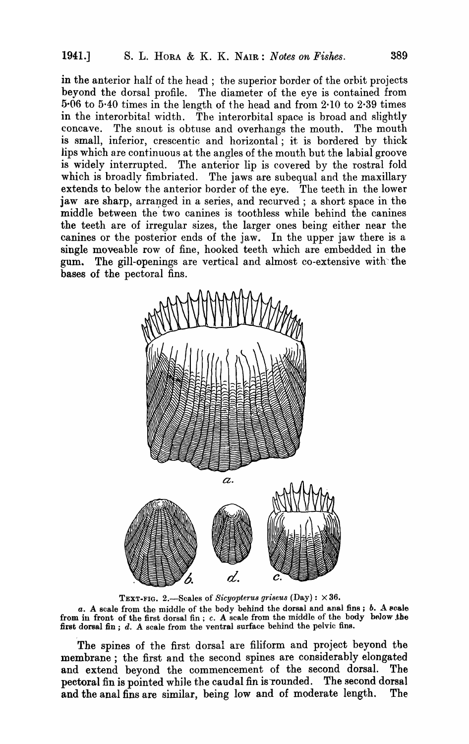in the anterior half of the head; the superior border of the orbit projects beyond the dorsal profile. The diameter of the eye is contained from 5·06 to 5·40 times in the length of the head and from 2·10 to 2·39 times in the interorbital width. The interorbital space is broad and slightly concave. The snout is obtuse and overhangs the mouth. The mouth is small, inferior, crescentic and horizontal; it is bordered by thick lips which are continuous at the angles of the mouth but the labial groove is widely interrupted. The anterior lip is covered by the rostral fold which is broadly fimbriated. The jaws are subequal and the maxillary extends to below the anterior border of the eye. The teeth in the lower jaw are sharp, arranged in a series, and recurved; a short space in the middle between the two canines is toothless while behind the canines the teeth are of irregular sizes, the larger ones being either near the canines or the posterior ends of the jaw. In the upper jaw there is a single moveable row of fine, hooked teeth which are embedded in the gum. The gill-openings are vertical and almost co-extensive with the bases of the pectoral fins.

TEXT-FIG. 2.—Scales of *Sicyopterus griseus* (Day): ×36.

*a.* A scale from the middle of the body behind the dorsal and anal fins; *b.* A scale from in front of the first dorsal fin; *c.* A scale from the middle of the body below the first dorsal fin; *d.* A scale from the ventral surface behind the pelvic fins.

The spines of the first dorsal are filiform and project beyond the membrane; the first and the second spines are considerably elongated and extend beyond the commencement of the second dorsal. The pectoral fin is pointed while the caudal fin is rounded. The second dorsal and the anal fins are similar, being low and of moderate length. The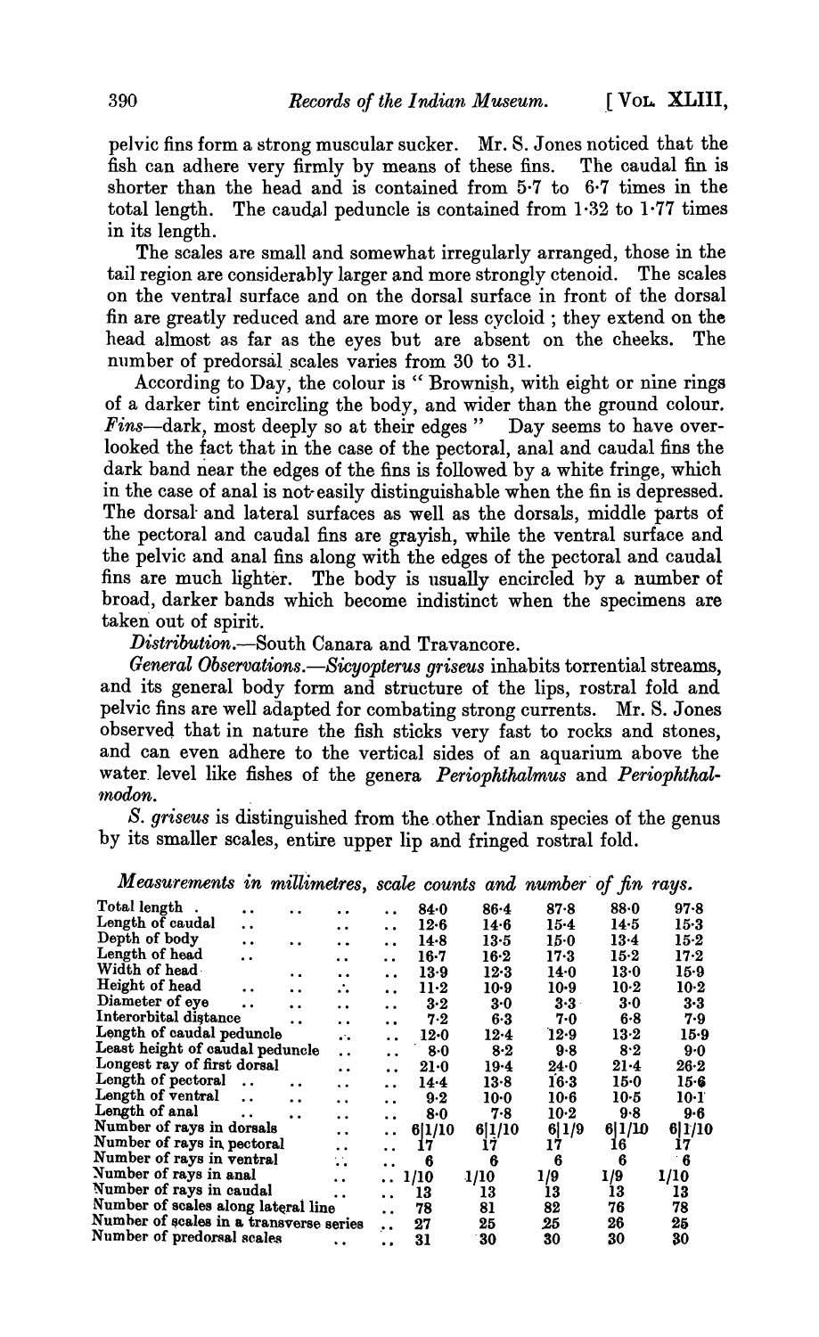pelvic fins form a strong muscular sucker. Mr. S. Jones noticed that the fish can adhere very firmly by means of these fins. The caudal fin is shorter than the head and is contained from 5·7 to 6·7 times in the total length. The caudal peduncle is contained from 1·32 to 1·77 times in its length.

The scales are small and somewhat irregularly arranged, those in the tail region are considerably larger and more strongly ctenoid. The scales on the ventral surface and on the dorsal surface in front of the dorsal fin are greatly reduced and are more or less cycloid; they extend on the head almost as far as the eyes but are absent on the cheeks. The number of predorsal scales varies from 30 to 31.

According to Day, the colour is " Brownish, with eight or nine rings of a darker tint encircling the body, and wider than the ground colour. *Fins*—dark, most deeply so at their edges " Day seems to have overlooked the fact that in the case of the pectoral, anal and caudal fins the dark band near the edges of the fins is followed by a white fringe, which in the case of anal is not easily distinguishable when the fin is depressed. The dorsal and lateral surfaces as well as the dorsals, middle parts of the pectoral and caudal fins are grayish, while the ventral surface and the pelvic and anal fins along with the edges of the pectoral and caudal fins are much lighter. The body is usually encircled by a number of broad, darker bands which become indistinct when the specimens are taken out of spirit.

*Distribution.*—South Canara and Travancore.

*General Observations.*—*Sicyopterus griseus* inhabits torrential streams, and its general body form and structure of the lips, rostral fold and pelvic fins are well adapted for combating strong currents. Mr. S. Jones observed that in nature the fish sticks very fast to rocks and stones, and can even adhere to the vertical sides of an aquarium above the water level like fishes of the genera *Periophthalmus* and *Periophthalmodon*.

*S. griseus* is distinguished from the other Indian species of the genus by its smaller scales, entire upper lip and fringed rostral fold.

*Measurements in millimetres, scale counts and number of fin rays.*

| | | | | | |
|---|---|---|---|---|---|
| Total length | 84·0 | 86·4 | 87·8 | 88·0 | 97·8 |
| Length of caudal | 12·6 | 14·6 | 15·4 | 14·5 | 15·3 |
| Depth of body | 14·8 | 13·5 | 15·0 | 13·4 | 15·2 |
| Length of head | 16·7 | 16·2 | 17·3 | 15·2 | 17·2 |
| Width of head | 13·9 | 12·3 | 14·0 | 13·0 | 15·9 |
| Height of head | 11·2 | 10·9 | 10·9 | 10·2 | 10·2 |
| Diameter of eye | 3·2 | 3·0 | 3·3 | 3·0 | 3·3 |
| Interorbital distance | 7·2 | 6·3 | 7·0 | 6·8 | 7·9 |
| Length of caudal peduncle | 12·0 | 12·4 | 12·9 | 13·2 | 15·9 |
| Least height of caudal peduncle | 8·0 | 8·2 | 9·8 | 8·2 | 9·0 |
| Longest ray of first dorsal | 21·0 | 19·4 | 24·0 | 21·4 | 26·2 |
| Length of pectoral | 14·4 | 13·8 | 16·3 | 15·0 | 15·6 |
| Length of ventral | 9·2 | 10·0 | 10·6 | 10·5 | 10·1 |
| Length of anal | 8·0 | 7·8 | 10·2 | 9·8 | 9·6 |
| Number of rays in dorsals | 6\|1/10 | 6\|1/10 | 6\|1/9 | 6\|1/10 | 6\|1/10 |
| Number of rays in pectoral | 17 | 17 | 17 | 16 | 17 |
| Number of rays in ventral | 6 | 6 | 6 | 6 | 6 |
| Number of rays in anal | 1/10 | 1/10 | 1/9 | 1/9 | 1/10 |
| Number of rays in caudal | 13 | 13 | 13 | 13 | 13 |
| Number of scales along lateral line | 78 | 81 | 82 | 76 | 78 |
| Number of scales in a transverse series | 27 | 25 | 25 | 26 | 25 |
| Number of predorsal scales | 31 | 30 | 30 | 30 | 30 |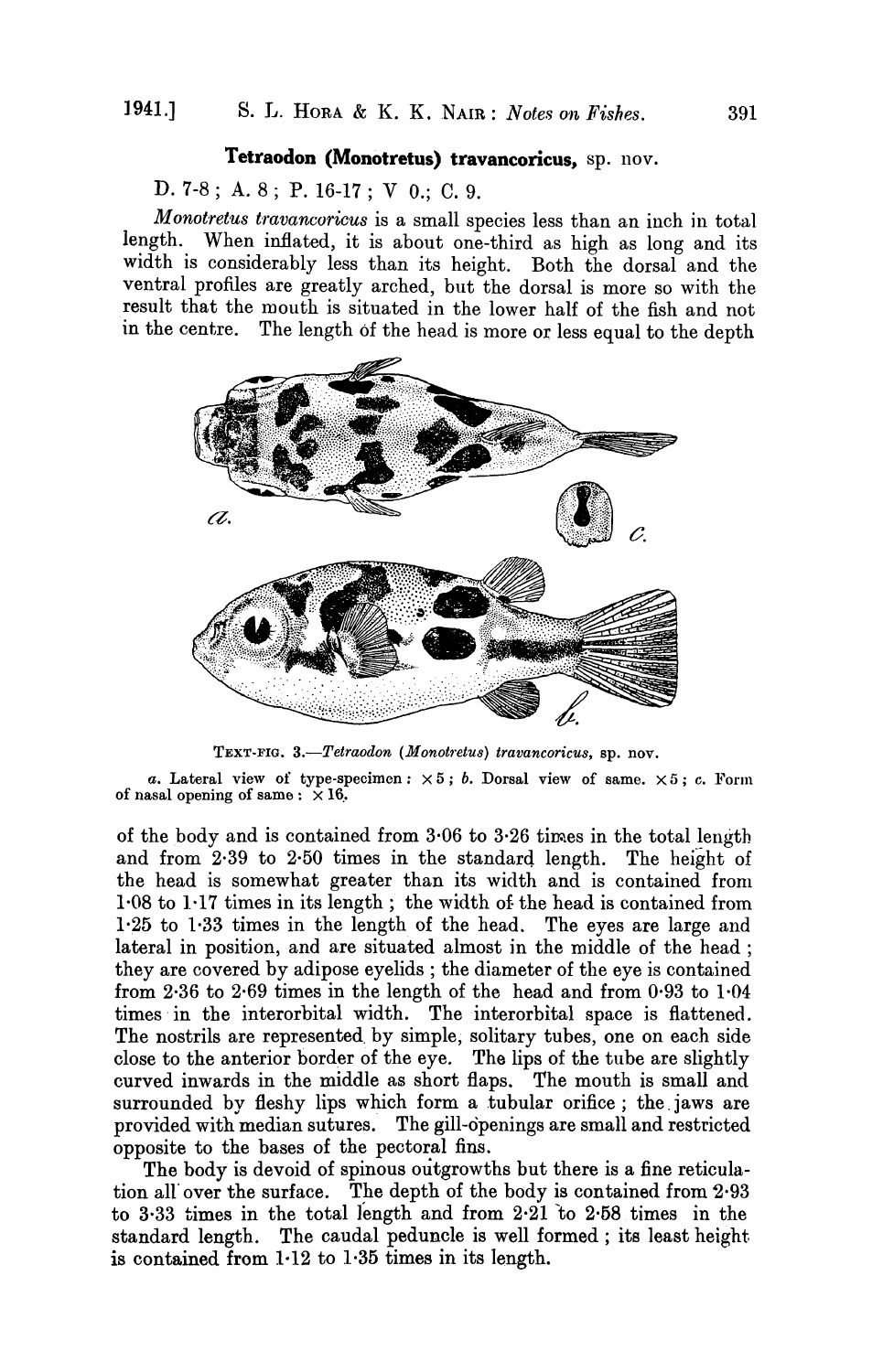## *Tetraodon (Monotretus) travancoricus*, sp. nov.

D. 7-8; A. 8; P. 16-17; V 0.; C. 9.

*Monotretus travancoricus* is a small species less than an inch in total length. When inflated, it is about one-third as high as long and its width is considerably less than its height. Both the dorsal and the ventral profiles are greatly arched, but the dorsal is more so with the result that the mouth is situated in the lower half of the fish and not in the centre. The length of the head is more or less equal to the depth

TEXT-FIG. 3.—*Tetraodon (Monotretus) travancoricus*, sp. nov.

*a.* Lateral view of type-specimen: $\times 5$; *b.* Dorsal view of same. $\times 5$; *c.* Form of nasal opening of same: $\times 16$.

of the body and is contained from 3·06 to 3·26 times in the total length and from 2·39 to 2·50 times in the standard length. The height of the head is somewhat greater than its width and is contained from 1·08 to 1·17 times in its length; the width of the head is contained from 1·25 to 1·33 times in the length of the head. The eyes are large and lateral in position, and are situated almost in the middle of the head; they are covered by adipose eyelids; the diameter of the eye is contained from 2·36 to 2·69 times in the length of the head and from 0·93 to 1·04 times in the interorbital width. The interorbital space is flattened. The nostrils are represented by simple, solitary tubes, one on each side close to the anterior border of the eye. The lips of the tube are slightly curved inwards in the middle as short flaps. The mouth is small and surrounded by fleshy lips which form a tubular orifice; the jaws are provided with median sutures. The gill-openings are small and restricted opposite to the bases of the pectoral fins.

The body is devoid of spinous outgrowths but there is a fine reticulation all over the surface. The depth of the body is contained from 2·93 to 3·33 times in the total length and from 2·21 to 2·58 times in the standard length. The caudal peduncle is well formed; its least height is contained from 1·12 to 1·35 times in its length.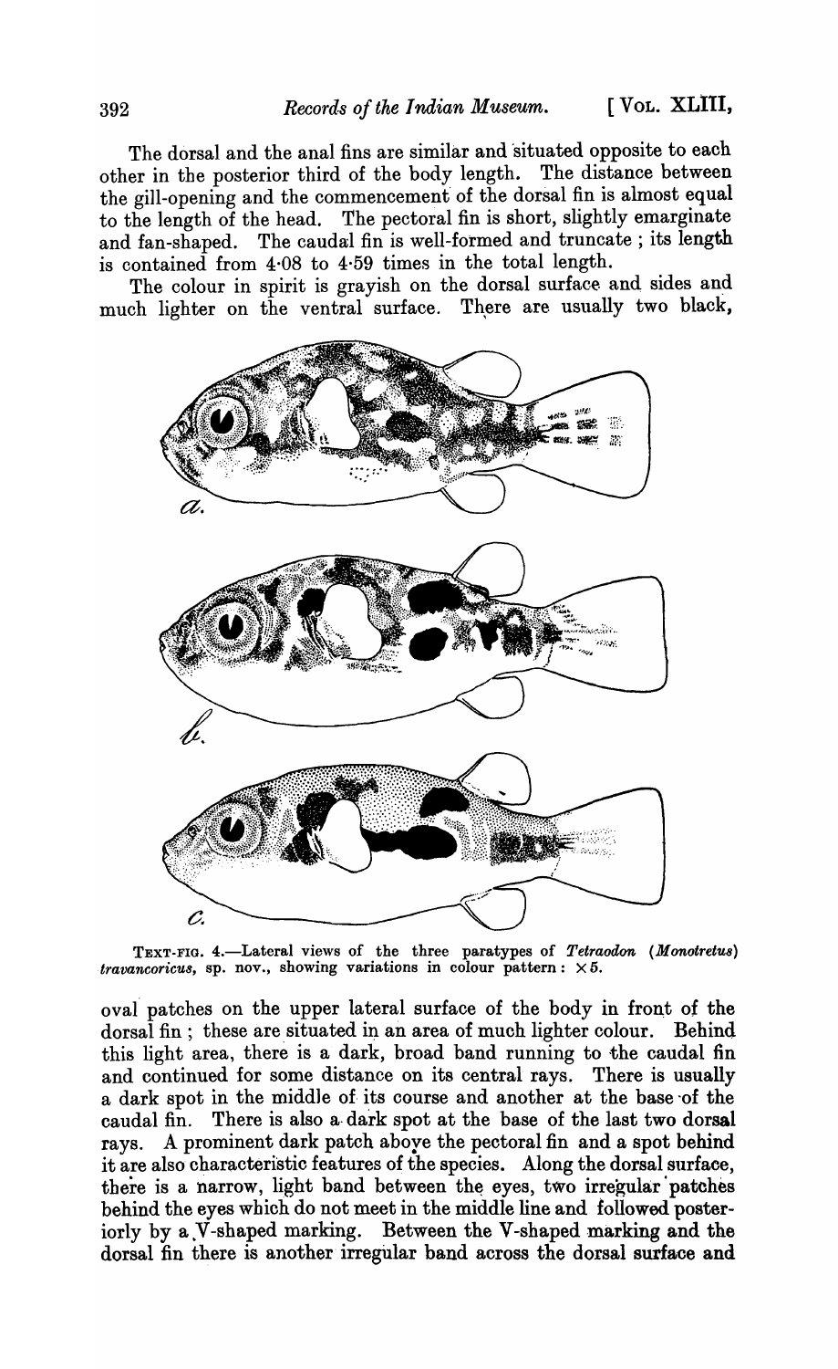The dorsal and the anal fins are similar and situated opposite to each other in the posterior third of the body length. The distance between the gill-opening and the commencement of the dorsal fin is almost equal to the length of the head. The pectoral fin is short, slightly emarginate and fan-shaped. The caudal fin is well-formed and truncate ; its length is contained from 4·08 to 4·59 times in the total length.

The colour in spirit is grayish on the dorsal surface and sides and much lighter on the ventral surface. There are usually two black,

TEXT-FIG. 4.—Lateral views of the three paratypes of *Tetraodon* (*Monotretus*) *travancoricus*, sp. nov., showing variations in colour pattern : ×5.

oval patches on the upper lateral surface of the body in front of the dorsal fin ; these are situated in an area of much lighter colour. Behind this light area, there is a dark, broad band running to the caudal fin and continued for some distance on its central rays. There is usually a dark spot in the middle of its course and another at the base of the caudal fin. There is also a dark spot at the base of the last two dorsal rays. A prominent dark patch above the pectoral fin and a spot behind it are also characteristic features of the species. Along the dorsal surface, there is a narrow, light band between the eyes, two irregular patches behind the eyes which do not meet in the middle line and followed posteriorly by a V-shaped marking. Between the V-shaped marking and the dorsal fin there is another irregular band across the dorsal surface and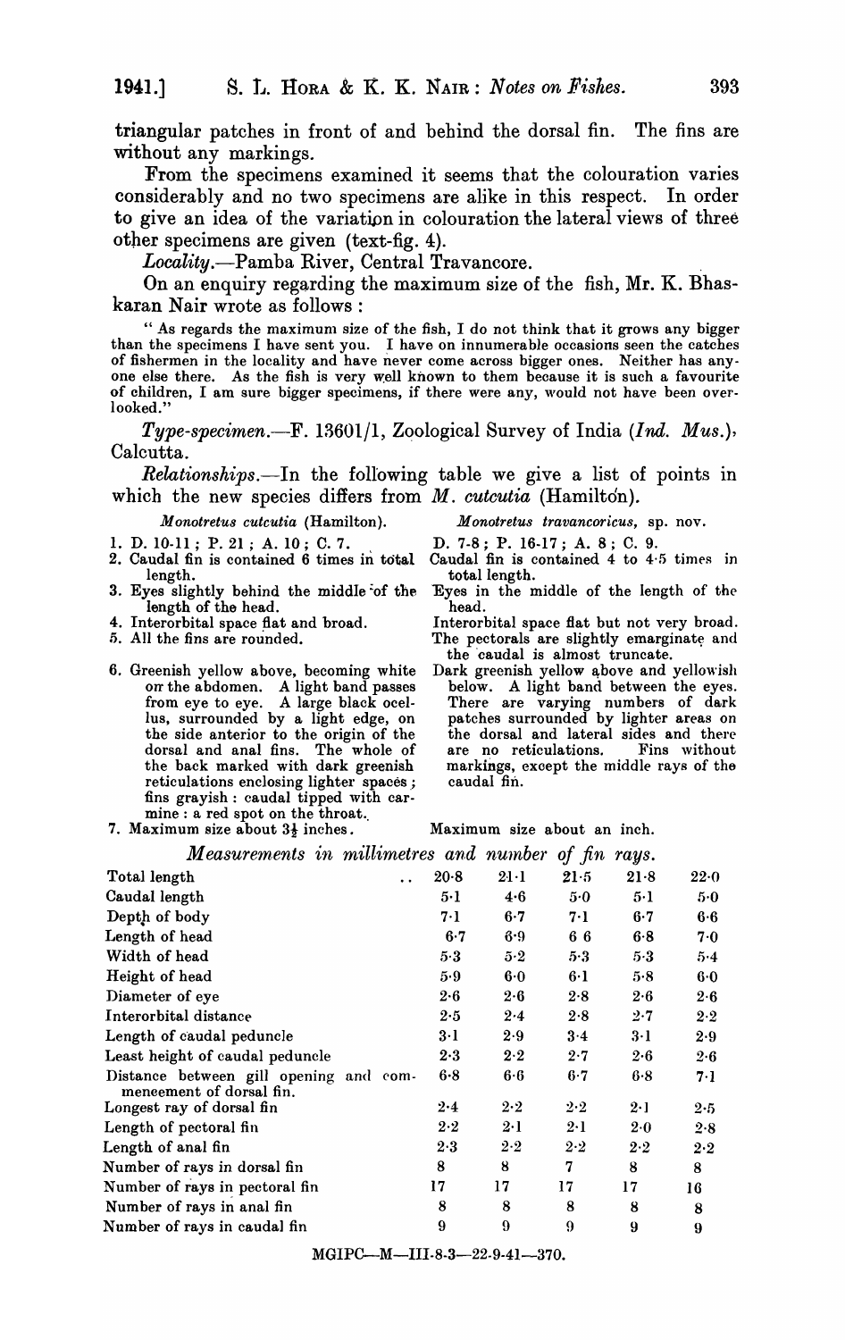triangular patches in front of and behind the dorsal fin. The fins are without any markings.

From the specimens examined it seems that the colouration varies considerably and no two specimens are alike in this respect. In order to give an idea of the variation in colouration the lateral views of three other specimens are given (text-fig. 4).

*Locality.*—Pamba River, Central Travancore.

On an enquiry regarding the maximum size of the fish, Mr. K. Bhaskaran Nair wrote as follows :

" As regards the maximum size of the fish, I do not think that it grows any bigger than the specimens I have sent you. I have on innumerable occasions seen the catches of fishermen in the locality and have never come across bigger ones. Neither has any-one else there. As the fish is very well known to them because it is such a favourite of children, I am sure bigger specimens, if there were any, would not have been over-looked."

*Type-specimen.*—F. 13601/1, Zoological Survey of India (*Ind. Mus.*), Calcutta.

*Relationships.*—In the following table we give a list of points in which the new species differs from *M. cutcutia* (Hamilton).

| *Monotretus cutcutia* (Hamilton). | *Monotretus travancoricus*, sp. nov. |
|---|---|
| 1. D. 10-11 ; P. 21 ; A. 10 ; C. 7. | D. 7-8 ; P. 16-17 ; A. 8 ; C. 9. |
| 2. Caudal fin is contained 6 times in total length. | Caudal fin is contained 4 to 4·5 times in total length. |
| 3. Eyes slightly behind the middle of the length of the head. | Eyes in the middle of the length of the head. |
| 4. Interorbital space flat and broad. | Interorbital space flat but not very broad. |
| 5. All the fins are rounded. | The pectorals are slightly emarginate and the caudal is almost truncate. |
| 6. Greenish yellow above, becoming white on the abdomen. A light band passes from eye to eye. A large black ocellus, surrounded by a light edge, on the side anterior to the origin of the dorsal and anal fins. The whole of the back marked with dark greenish reticulations enclosing lighter spaces ; fins grayish : caudal tipped with carmine : a red spot on the throat. | Dark greenish yellow above and yellowish below. A light band between the eyes. There are varying numbers of dark patches surrounded by lighter areas on the dorsal and lateral sides and there are no reticulations. Fins without markings, except the middle rays of the caudal fin. |
| 7. Maximum size about $3\frac{1}{2}$ inches. | Maximum size about an inch. |

*Measurements in millimetres and number of fin rays.*

| | | | | | |
|---|---|---|---|---|---|
| Total length .. | 20·8 | 21·1 | 21·5 | 21·8 | 22·0 |
| Caudal length | 5·1 | 4·6 | 5·0 | 5·1 | 5·0 |
| Depth of body | 7·1 | 6·7 | 7·1 | 6·7 | 6·6 |
| Length of head | 6·7 | 6·9 | 6 6 | 6·8 | 7·0 |
| Width of head | 5·3 | 5·2 | 5·3 | 5·3 | 5·4 |
| Height of head | 5·9 | 6·0 | 6·1 | 5·8 | 6·0 |
| Diameter of eye | 2·6 | 2·6 | 2·8 | 2·6 | 2·6 |
| Interorbital distance | 2·5 | 2·4 | 2·8 | 2·7 | 2·2 |
| Length of caudal peduncle | 3·1 | 2·9 | 3·4 | 3·1 | 2·9 |
| Least height of caudal peduncle | 2·3 | 2·2 | 2·7 | 2·6 | 2·6 |
| Distance between gill opening and commencement of dorsal fin. | 6·8 | 6·6 | 6·7 | 6·8 | 7·1 |
| Longest ray of dorsal fin | 2·4 | 2·2 | 2·2 | 2·1 | 2·5 |
| Length of pectoral fin | 2·2 | 2·1 | 2·1 | 2·0 | 2·8 |
| Length of anal fin | 2·3 | 2·2 | 2·2 | 2·2 | 2·2 |
| Number of rays in dorsal fin | 8 | 8 | 7 | 8 | 8 |
| Number of rays in pectoral fin | 17 | 17 | 17 | 17 | 16 |
| Number of rays in anal fin | 8 | 8 | 8 | 8 | 8 |
| Number of rays in caudal fin | 9 | 9 | 9 | 9 | 9 |

MGIPC—M—III-8-3—22-9-41—370.